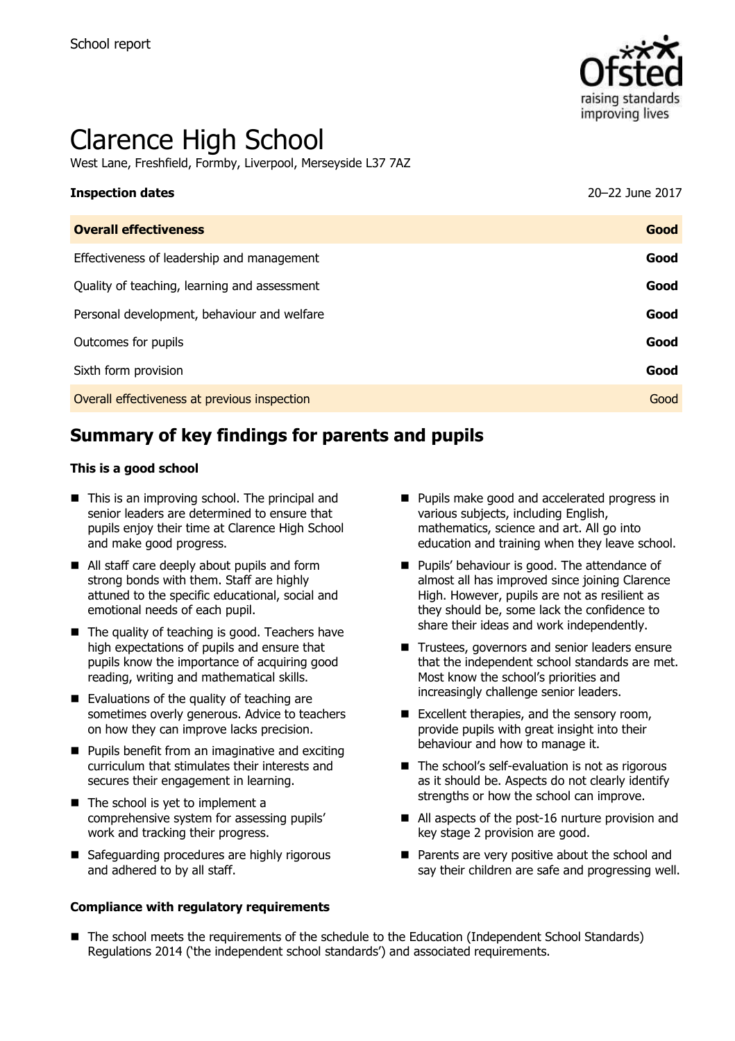School report

# Clarence High School

West Lane, Freshfield, Formby, Liverpool, Merseyside L37 7AZ

| **Inspection dates** | 20–22 June 2017 |
|---|---|
| **Overall effectiveness** | **Good** |
| Effectiveness of leadership and management | **Good** |
| Quality of teaching, learning and assessment | **Good** |
| Personal development, behaviour and welfare | **Good** |
| Outcomes for pupils | **Good** |
| Sixth form provision | **Good** |
| Overall effectiveness at previous inspection | Good |

## Summary of key findings for parents and pupils

### This is a good school

- This is an improving school. The principal and senior leaders are determined to ensure that pupils enjoy their time at Clarence High School and make good progress.
- All staff care deeply about pupils and form strong bonds with them. Staff are highly attuned to the specific educational, social and emotional needs of each pupil.
- The quality of teaching is good. Teachers have high expectations of pupils and ensure that pupils know the importance of acquiring good reading, writing and mathematical skills.
- Evaluations of the quality of teaching are sometimes overly generous. Advice to teachers on how they can improve lacks precision.
- Pupils benefit from an imaginative and exciting curriculum that stimulates their interests and secures their engagement in learning.
- The school is yet to implement a comprehensive system for assessing pupils' work and tracking their progress.
- Safeguarding procedures are highly rigorous and adhered to by all staff.
- Pupils make good and accelerated progress in various subjects, including English, mathematics, science and art. All go into education and training when they leave school.
- Pupils' behaviour is good. The attendance of almost all has improved since joining Clarence High. However, pupils are not as resilient as they should be, some lack the confidence to share their ideas and work independently.
- Trustees, governors and senior leaders ensure that the independent school standards are met. Most know the school's priorities and increasingly challenge senior leaders.
- Excellent therapies, and the sensory room, provide pupils with great insight into their behaviour and how to manage it.
- The school's self-evaluation is not as rigorous as it should be. Aspects do not clearly identify strengths or how the school can improve.
- All aspects of the post-16 nurture provision and key stage 2 provision are good.
- Parents are very positive about the school and say their children are safe and progressing well.

### Compliance with regulatory requirements

- The school meets the requirements of the schedule to the Education (Independent School Standards) Regulations 2014 ('the independent school standards') and associated requirements.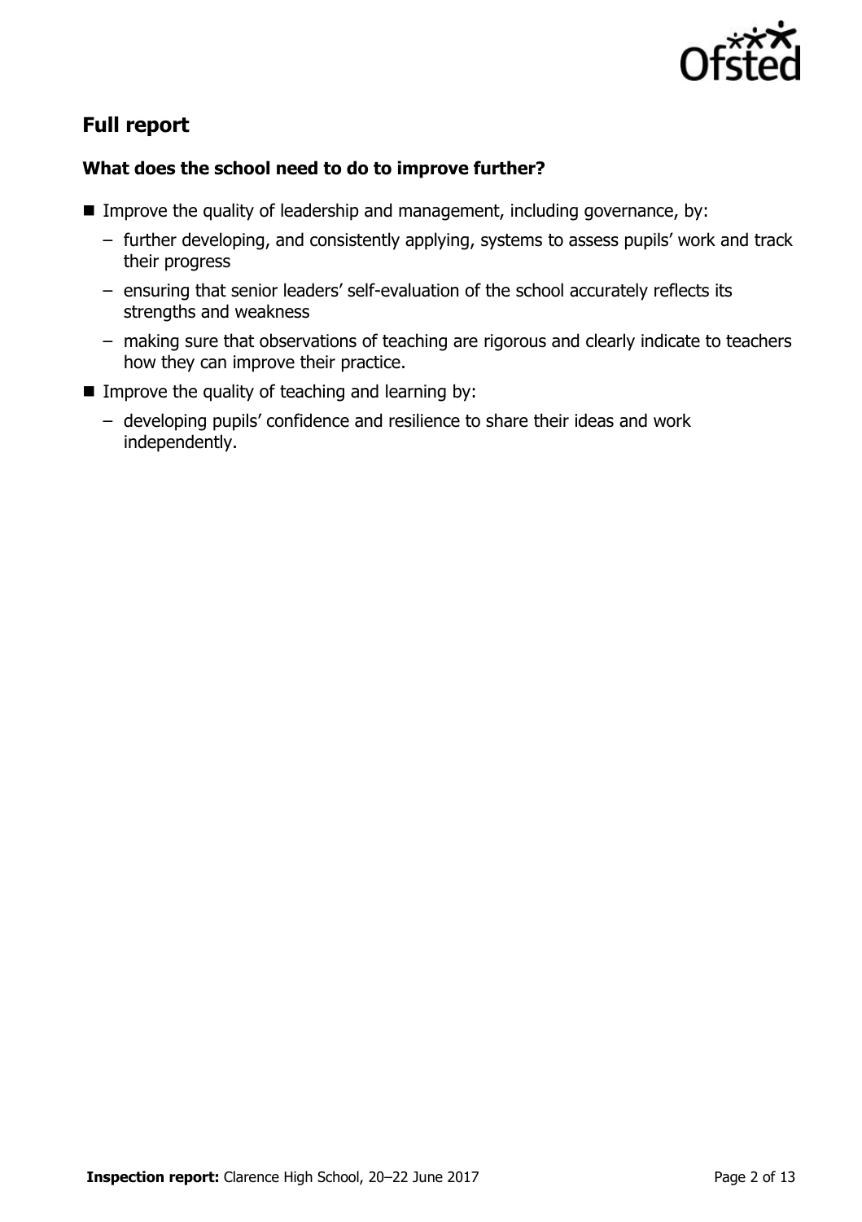## Full report

### What does the school need to do to improve further?

- Improve the quality of leadership and management, including governance, by:
  - further developing, and consistently applying, systems to assess pupils' work and track their progress
  - ensuring that senior leaders' self-evaluation of the school accurately reflects its strengths and weakness
  - making sure that observations of teaching are rigorous and clearly indicate to teachers how they can improve their practice.
- Improve the quality of teaching and learning by:
  - developing pupils' confidence and resilience to share their ideas and work independently.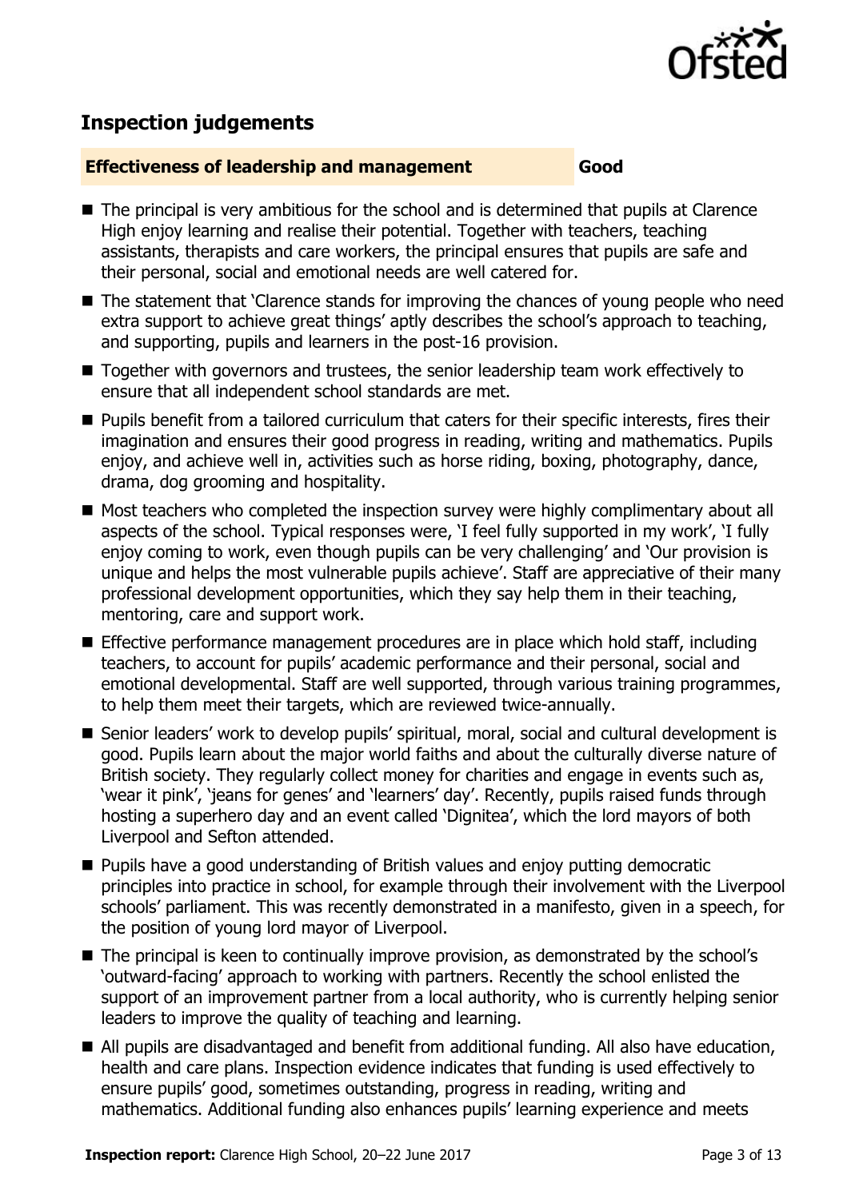## Inspection judgements

| Effectiveness of leadership and management | Good |
|---|---|

- The principal is very ambitious for the school and is determined that pupils at Clarence High enjoy learning and realise their potential. Together with teachers, teaching assistants, therapists and care workers, the principal ensures that pupils are safe and their personal, social and emotional needs are well catered for.
- The statement that 'Clarence stands for improving the chances of young people who need extra support to achieve great things' aptly describes the school's approach to teaching, and supporting, pupils and learners in the post-16 provision.
- Together with governors and trustees, the senior leadership team work effectively to ensure that all independent school standards are met.
- Pupils benefit from a tailored curriculum that caters for their specific interests, fires their imagination and ensures their good progress in reading, writing and mathematics. Pupils enjoy, and achieve well in, activities such as horse riding, boxing, photography, dance, drama, dog grooming and hospitality.
- Most teachers who completed the inspection survey were highly complimentary about all aspects of the school. Typical responses were, 'I feel fully supported in my work', 'I fully enjoy coming to work, even though pupils can be very challenging' and 'Our provision is unique and helps the most vulnerable pupils achieve'. Staff are appreciative of their many professional development opportunities, which they say help them in their teaching, mentoring, care and support work.
- Effective performance management procedures are in place which hold staff, including teachers, to account for pupils' academic performance and their personal, social and emotional developmental. Staff are well supported, through various training programmes, to help them meet their targets, which are reviewed twice-annually.
- Senior leaders' work to develop pupils' spiritual, moral, social and cultural development is good. Pupils learn about the major world faiths and about the culturally diverse nature of British society. They regularly collect money for charities and engage in events such as, 'wear it pink', 'jeans for genes' and 'learners' day'. Recently, pupils raised funds through hosting a superhero day and an event called 'Dignitea', which the lord mayors of both Liverpool and Sefton attended.
- Pupils have a good understanding of British values and enjoy putting democratic principles into practice in school, for example through their involvement with the Liverpool schools' parliament. This was recently demonstrated in a manifesto, given in a speech, for the position of young lord mayor of Liverpool.
- The principal is keen to continually improve provision, as demonstrated by the school's 'outward-facing' approach to working with partners. Recently the school enlisted the support of an improvement partner from a local authority, who is currently helping senior leaders to improve the quality of teaching and learning.
- All pupils are disadvantaged and benefit from additional funding. All also have education, health and care plans. Inspection evidence indicates that funding is used effectively to ensure pupils' good, sometimes outstanding, progress in reading, writing and mathematics. Additional funding also enhances pupils' learning experience and meets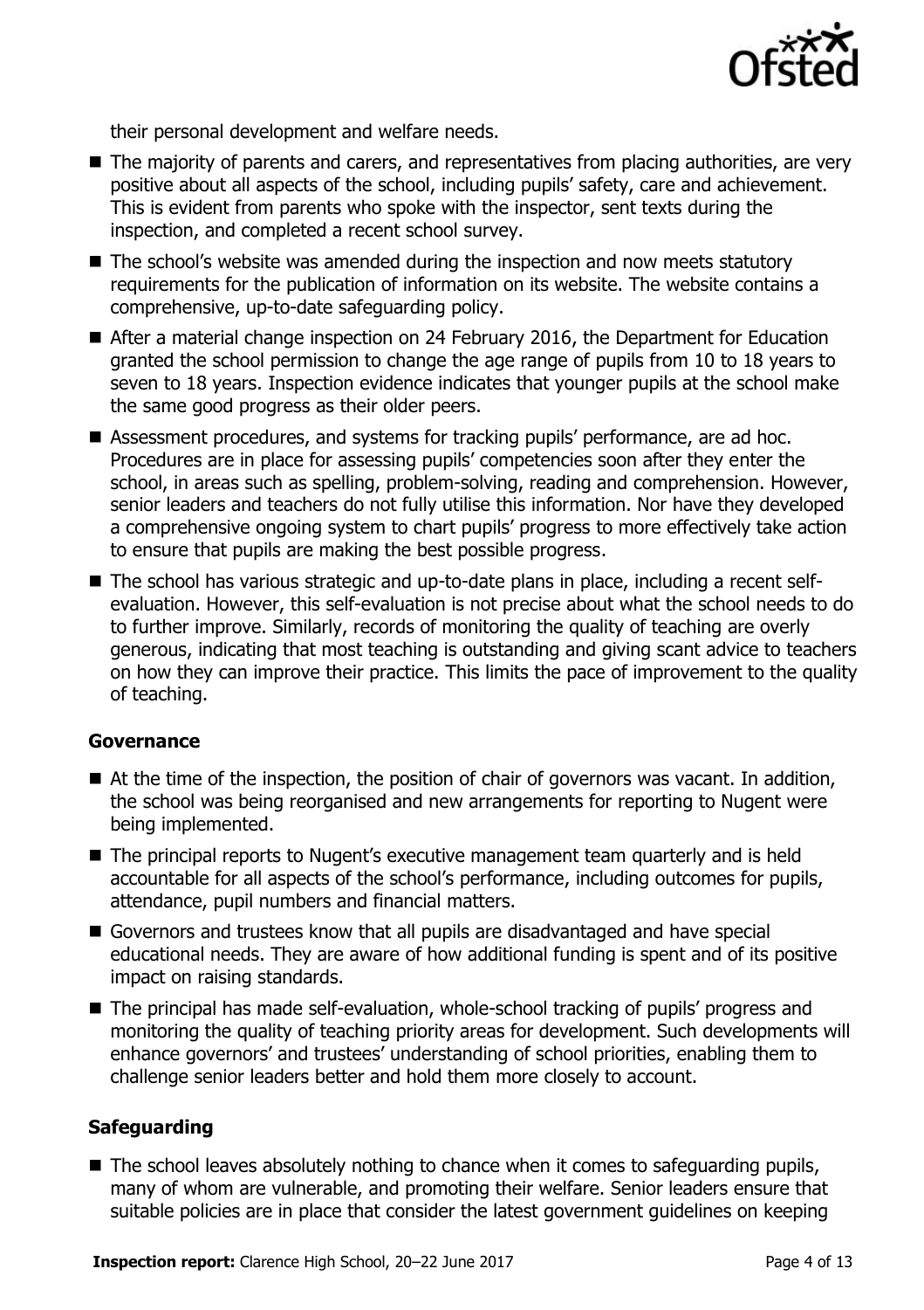their personal development and welfare needs.

- The majority of parents and carers, and representatives from placing authorities, are very positive about all aspects of the school, including pupils' safety, care and achievement. This is evident from parents who spoke with the inspector, sent texts during the inspection, and completed a recent school survey.
- The school's website was amended during the inspection and now meets statutory requirements for the publication of information on its website. The website contains a comprehensive, up-to-date safeguarding policy.
- After a material change inspection on 24 February 2016, the Department for Education granted the school permission to change the age range of pupils from 10 to 18 years to seven to 18 years. Inspection evidence indicates that younger pupils at the school make the same good progress as their older peers.
- Assessment procedures, and systems for tracking pupils' performance, are ad hoc. Procedures are in place for assessing pupils' competencies soon after they enter the school, in areas such as spelling, problem-solving, reading and comprehension. However, senior leaders and teachers do not fully utilise this information. Nor have they developed a comprehensive ongoing system to chart pupils' progress to more effectively take action to ensure that pupils are making the best possible progress.
- The school has various strategic and up-to-date plans in place, including a recent self-evaluation. However, this self-evaluation is not precise about what the school needs to do to further improve. Similarly, records of monitoring the quality of teaching are overly generous, indicating that most teaching is outstanding and giving scant advice to teachers on how they can improve their practice. This limits the pace of improvement to the quality of teaching.

### Governance

- At the time of the inspection, the position of chair of governors was vacant. In addition, the school was being reorganised and new arrangements for reporting to Nugent were being implemented.
- The principal reports to Nugent's executive management team quarterly and is held accountable for all aspects of the school's performance, including outcomes for pupils, attendance, pupil numbers and financial matters.
- Governors and trustees know that all pupils are disadvantaged and have special educational needs. They are aware of how additional funding is spent and of its positive impact on raising standards.
- The principal has made self-evaluation, whole-school tracking of pupils' progress and monitoring the quality of teaching priority areas for development. Such developments will enhance governors' and trustees' understanding of school priorities, enabling them to challenge senior leaders better and hold them more closely to account.

### Safeguarding

- The school leaves absolutely nothing to chance when it comes to safeguarding pupils, many of whom are vulnerable, and promoting their welfare. Senior leaders ensure that suitable policies are in place that consider the latest government guidelines on keeping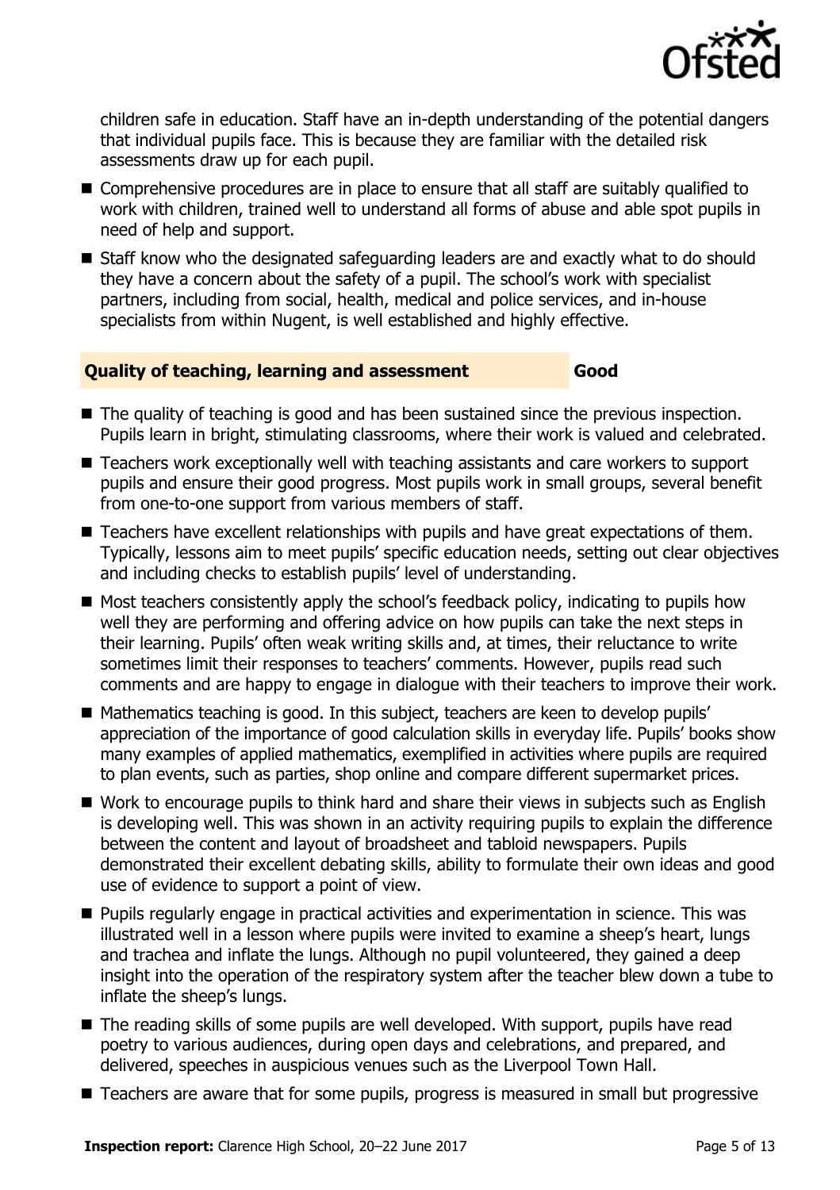children safe in education. Staff have an in-depth understanding of the potential dangers that individual pupils face. This is because they are familiar with the detailed risk assessments draw up for each pupil.

- Comprehensive procedures are in place to ensure that all staff are suitably qualified to work with children, trained well to understand all forms of abuse and able spot pupils in need of help and support.
- Staff know who the designated safeguarding leaders are and exactly what to do should they have a concern about the safety of a pupil. The school's work with specialist partners, including from social, health, medical and police services, and in-house specialists from within Nugent, is well established and highly effective.

## Quality of teaching, learning and assessment — Good

- The quality of teaching is good and has been sustained since the previous inspection. Pupils learn in bright, stimulating classrooms, where their work is valued and celebrated.
- Teachers work exceptionally well with teaching assistants and care workers to support pupils and ensure their good progress. Most pupils work in small groups, several benefit from one-to-one support from various members of staff.
- Teachers have excellent relationships with pupils and have great expectations of them. Typically, lessons aim to meet pupils' specific education needs, setting out clear objectives and including checks to establish pupils' level of understanding.
- Most teachers consistently apply the school's feedback policy, indicating to pupils how well they are performing and offering advice on how pupils can take the next steps in their learning. Pupils' often weak writing skills and, at times, their reluctance to write sometimes limit their responses to teachers' comments. However, pupils read such comments and are happy to engage in dialogue with their teachers to improve their work.
- Mathematics teaching is good. In this subject, teachers are keen to develop pupils' appreciation of the importance of good calculation skills in everyday life. Pupils' books show many examples of applied mathematics, exemplified in activities where pupils are required to plan events, such as parties, shop online and compare different supermarket prices.
- Work to encourage pupils to think hard and share their views in subjects such as English is developing well. This was shown in an activity requiring pupils to explain the difference between the content and layout of broadsheet and tabloid newspapers. Pupils demonstrated their excellent debating skills, ability to formulate their own ideas and good use of evidence to support a point of view.
- Pupils regularly engage in practical activities and experimentation in science. This was illustrated well in a lesson where pupils were invited to examine a sheep's heart, lungs and trachea and inflate the lungs. Although no pupil volunteered, they gained a deep insight into the operation of the respiratory system after the teacher blew down a tube to inflate the sheep's lungs.
- The reading skills of some pupils are well developed. With support, pupils have read poetry to various audiences, during open days and celebrations, and prepared, and delivered, speeches in auspicious venues such as the Liverpool Town Hall.
- Teachers are aware that for some pupils, progress is measured in small but progressive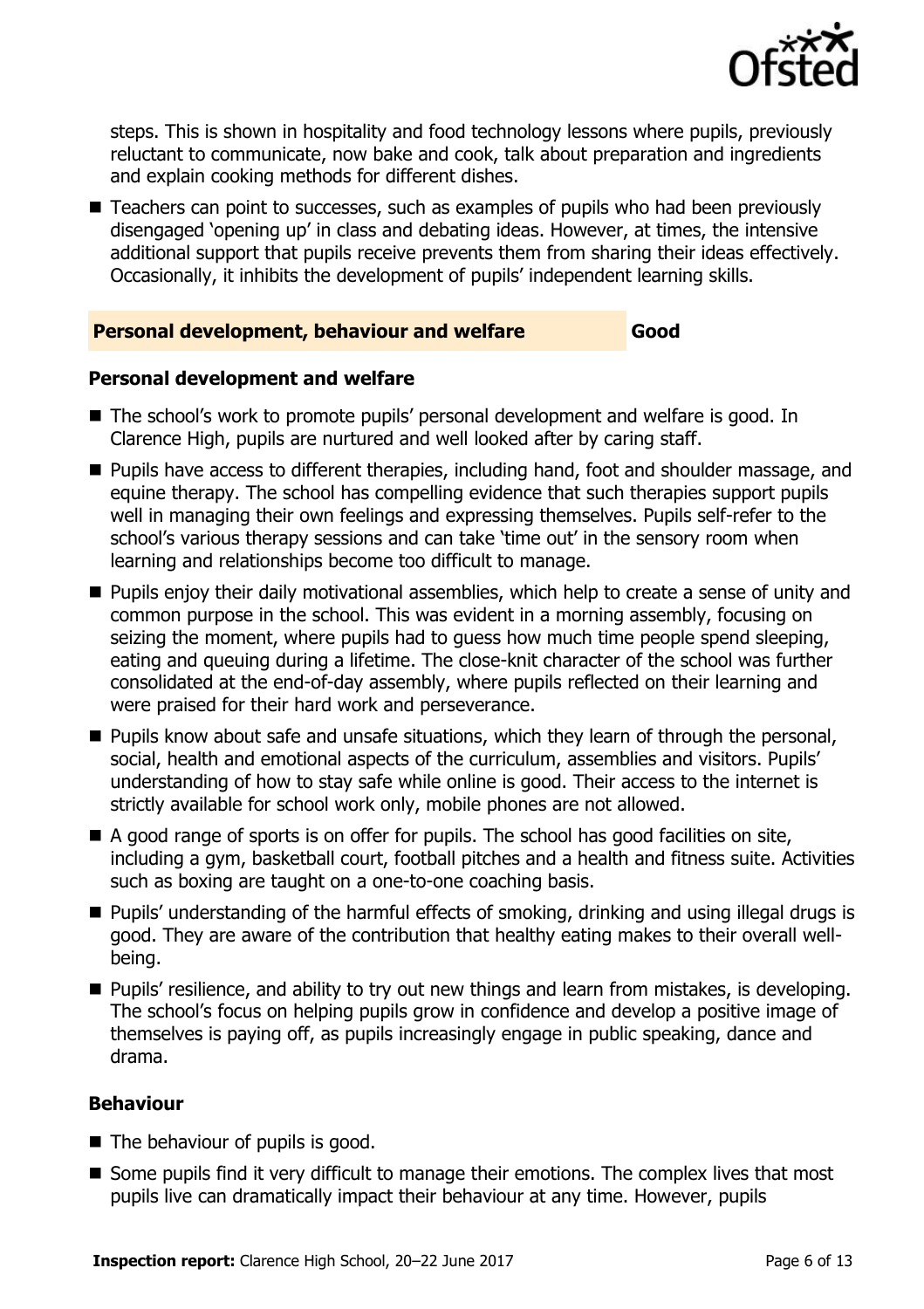steps. This is shown in hospitality and food technology lessons where pupils, previously reluctant to communicate, now bake and cook, talk about preparation and ingredients and explain cooking methods for different dishes.

- Teachers can point to successes, such as examples of pupils who had been previously disengaged 'opening up' in class and debating ideas. However, at times, the intensive additional support that pupils receive prevents them from sharing their ideas effectively. Occasionally, it inhibits the development of pupils' independent learning skills.

## Personal development, behaviour and welfare — Good

### Personal development and welfare

- The school's work to promote pupils' personal development and welfare is good. In Clarence High, pupils are nurtured and well looked after by caring staff.
- Pupils have access to different therapies, including hand, foot and shoulder massage, and equine therapy. The school has compelling evidence that such therapies support pupils well in managing their own feelings and expressing themselves. Pupils self-refer to the school's various therapy sessions and can take 'time out' in the sensory room when learning and relationships become too difficult to manage.
- Pupils enjoy their daily motivational assemblies, which help to create a sense of unity and common purpose in the school. This was evident in a morning assembly, focusing on seizing the moment, where pupils had to guess how much time people spend sleeping, eating and queuing during a lifetime. The close-knit character of the school was further consolidated at the end-of-day assembly, where pupils reflected on their learning and were praised for their hard work and perseverance.
- Pupils know about safe and unsafe situations, which they learn of through the personal, social, health and emotional aspects of the curriculum, assemblies and visitors. Pupils' understanding of how to stay safe while online is good. Their access to the internet is strictly available for school work only, mobile phones are not allowed.
- A good range of sports is on offer for pupils. The school has good facilities on site, including a gym, basketball court, football pitches and a health and fitness suite. Activities such as boxing are taught on a one-to-one coaching basis.
- Pupils' understanding of the harmful effects of smoking, drinking and using illegal drugs is good. They are aware of the contribution that healthy eating makes to their overall well-being.
- Pupils' resilience, and ability to try out new things and learn from mistakes, is developing. The school's focus on helping pupils grow in confidence and develop a positive image of themselves is paying off, as pupils increasingly engage in public speaking, dance and drama.

### Behaviour

- The behaviour of pupils is good.
- Some pupils find it very difficult to manage their emotions. The complex lives that most pupils live can dramatically impact their behaviour at any time. However, pupils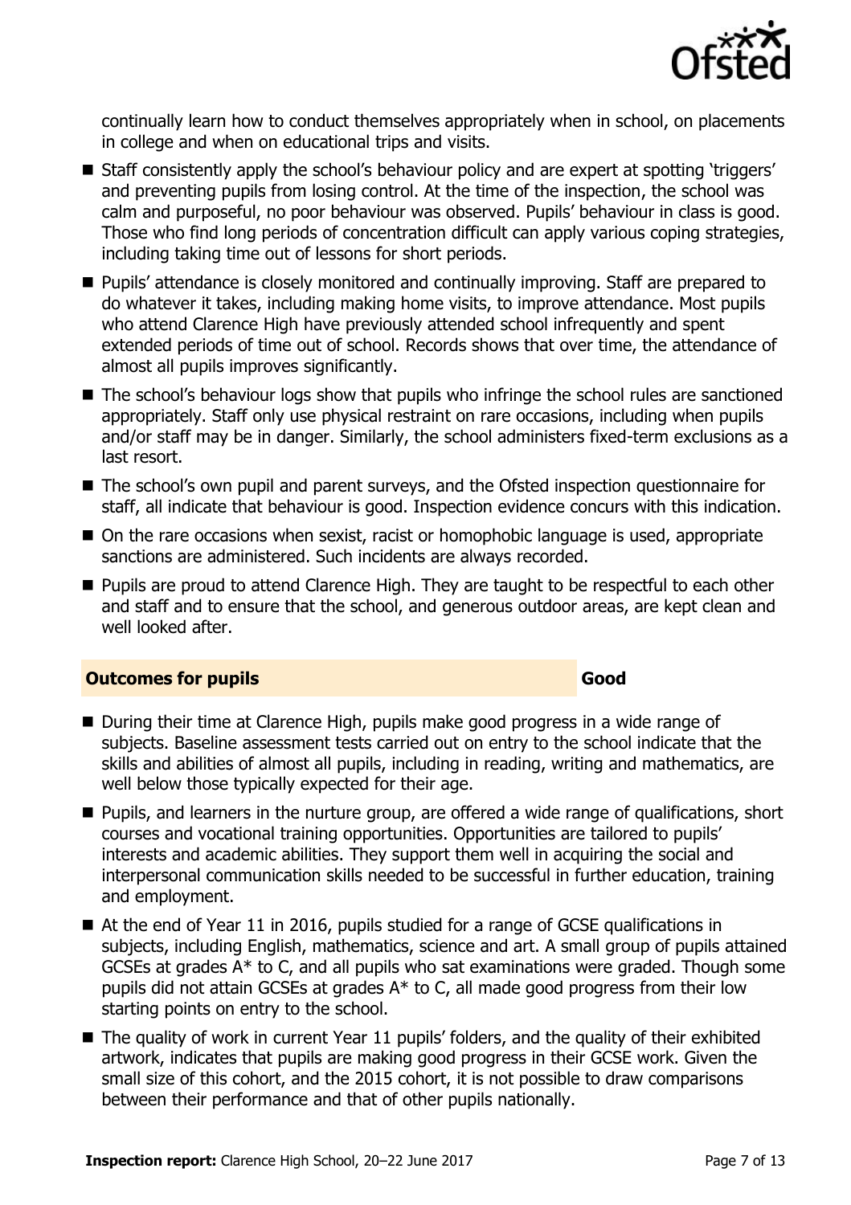continually learn how to conduct themselves appropriately when in school, on placements in college and when on educational trips and visits.

- Staff consistently apply the school's behaviour policy and are expert at spotting 'triggers' and preventing pupils from losing control. At the time of the inspection, the school was calm and purposeful, no poor behaviour was observed. Pupils' behaviour in class is good. Those who find long periods of concentration difficult can apply various coping strategies, including taking time out of lessons for short periods.
- Pupils' attendance is closely monitored and continually improving. Staff are prepared to do whatever it takes, including making home visits, to improve attendance. Most pupils who attend Clarence High have previously attended school infrequently and spent extended periods of time out of school. Records shows that over time, the attendance of almost all pupils improves significantly.
- The school's behaviour logs show that pupils who infringe the school rules are sanctioned appropriately. Staff only use physical restraint on rare occasions, including when pupils and/or staff may be in danger. Similarly, the school administers fixed-term exclusions as a last resort.
- The school's own pupil and parent surveys, and the Ofsted inspection questionnaire for staff, all indicate that behaviour is good. Inspection evidence concurs with this indication.
- On the rare occasions when sexist, racist or homophobic language is used, appropriate sanctions are administered. Such incidents are always recorded.
- Pupils are proud to attend Clarence High. They are taught to be respectful to each other and staff and to ensure that the school, and generous outdoor areas, are kept clean and well looked after.

## Outcomes for pupils — Good

- During their time at Clarence High, pupils make good progress in a wide range of subjects. Baseline assessment tests carried out on entry to the school indicate that the skills and abilities of almost all pupils, including in reading, writing and mathematics, are well below those typically expected for their age.
- Pupils, and learners in the nurture group, are offered a wide range of qualifications, short courses and vocational training opportunities. Opportunities are tailored to pupils' interests and academic abilities. They support them well in acquiring the social and interpersonal communication skills needed to be successful in further education, training and employment.
- At the end of Year 11 in 2016, pupils studied for a range of GCSE qualifications in subjects, including English, mathematics, science and art. A small group of pupils attained GCSEs at grades A* to C, and all pupils who sat examinations were graded. Though some pupils did not attain GCSEs at grades A* to C, all made good progress from their low starting points on entry to the school.
- The quality of work in current Year 11 pupils' folders, and the quality of their exhibited artwork, indicates that pupils are making good progress in their GCSE work. Given the small size of this cohort, and the 2015 cohort, it is not possible to draw comparisons between their performance and that of other pupils nationally.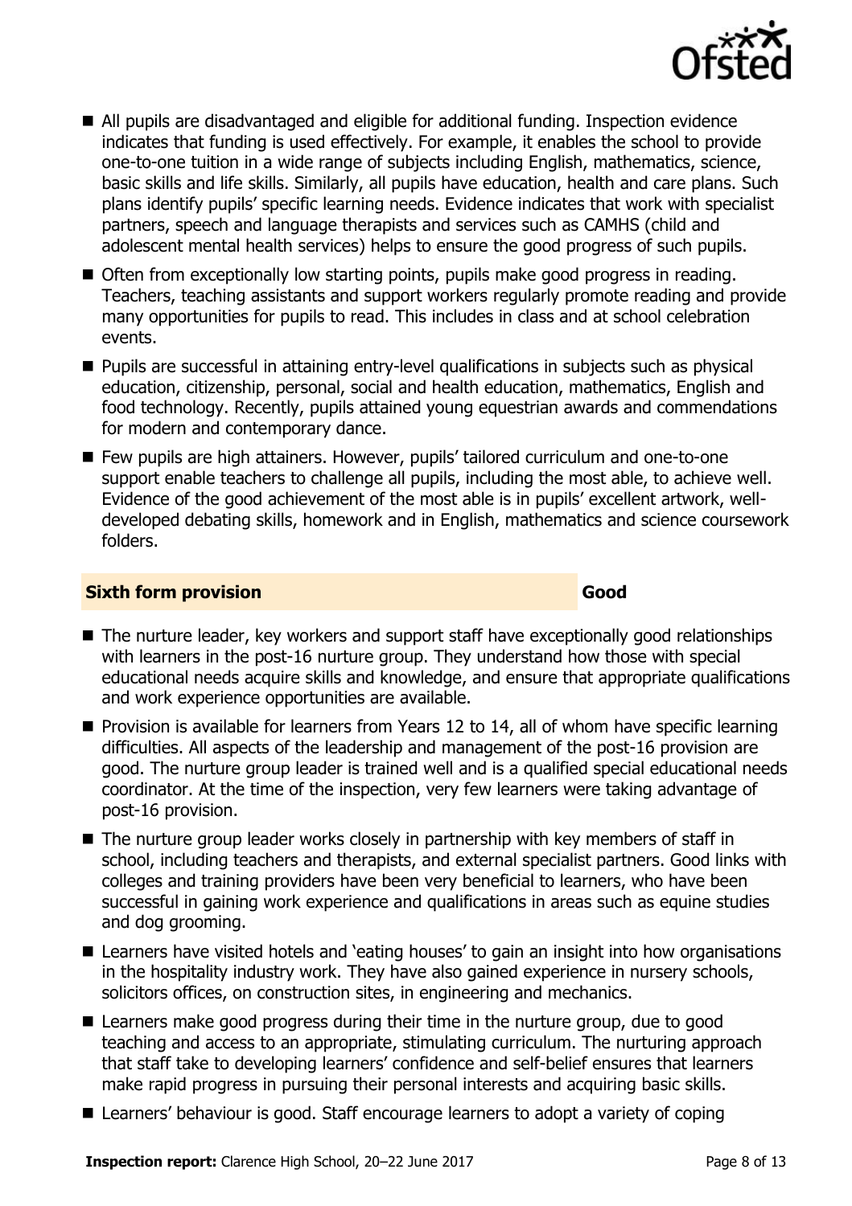- All pupils are disadvantaged and eligible for additional funding. Inspection evidence indicates that funding is used effectively. For example, it enables the school to provide one-to-one tuition in a wide range of subjects including English, mathematics, science, basic skills and life skills. Similarly, all pupils have education, health and care plans. Such plans identify pupils' specific learning needs. Evidence indicates that work with specialist partners, speech and language therapists and services such as CAMHS (child and adolescent mental health services) helps to ensure the good progress of such pupils.
- Often from exceptionally low starting points, pupils make good progress in reading. Teachers, teaching assistants and support workers regularly promote reading and provide many opportunities for pupils to read. This includes in class and at school celebration events.
- Pupils are successful in attaining entry-level qualifications in subjects such as physical education, citizenship, personal, social and health education, mathematics, English and food technology. Recently, pupils attained young equestrian awards and commendations for modern and contemporary dance.
- Few pupils are high attainers. However, pupils' tailored curriculum and one-to-one support enable teachers to challenge all pupils, including the most able, to achieve well. Evidence of the good achievement of the most able is in pupils' excellent artwork, well-developed debating skills, homework and in English, mathematics and science coursework folders.

## Sixth form provision — Good

- The nurture leader, key workers and support staff have exceptionally good relationships with learners in the post-16 nurture group. They understand how those with special educational needs acquire skills and knowledge, and ensure that appropriate qualifications and work experience opportunities are available.
- Provision is available for learners from Years 12 to 14, all of whom have specific learning difficulties. All aspects of the leadership and management of the post-16 provision are good. The nurture group leader is trained well and is a qualified special educational needs coordinator. At the time of the inspection, very few learners were taking advantage of post-16 provision.
- The nurture group leader works closely in partnership with key members of staff in school, including teachers and therapists, and external specialist partners. Good links with colleges and training providers have been very beneficial to learners, who have been successful in gaining work experience and qualifications in areas such as equine studies and dog grooming.
- Learners have visited hotels and 'eating houses' to gain an insight into how organisations in the hospitality industry work. They have also gained experience in nursery schools, solicitors offices, on construction sites, in engineering and mechanics.
- Learners make good progress during their time in the nurture group, due to good teaching and access to an appropriate, stimulating curriculum. The nurturing approach that staff take to developing learners' confidence and self-belief ensures that learners make rapid progress in pursuing their personal interests and acquiring basic skills.
- Learners' behaviour is good. Staff encourage learners to adopt a variety of coping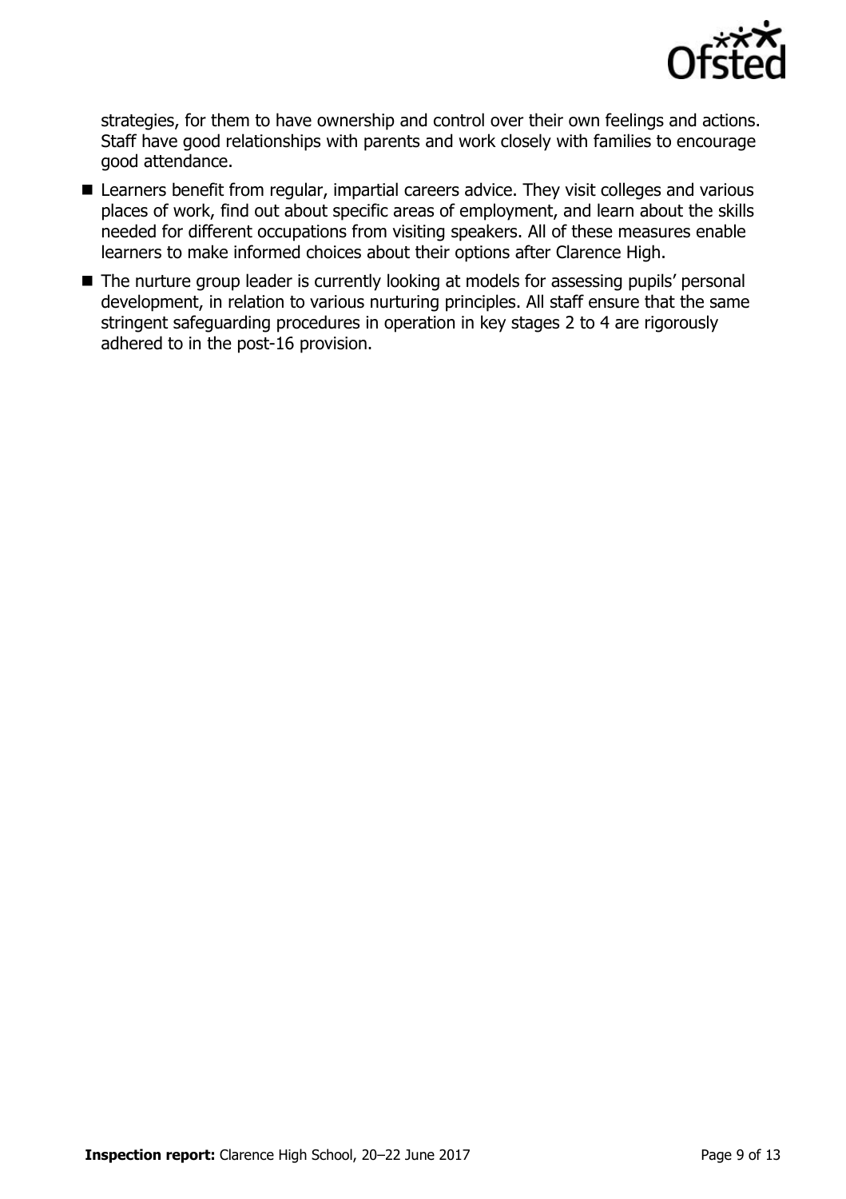strategies, for them to have ownership and control over their own feelings and actions. Staff have good relationships with parents and work closely with families to encourage good attendance.

- Learners benefit from regular, impartial careers advice. They visit colleges and various places of work, find out about specific areas of employment, and learn about the skills needed for different occupations from visiting speakers. All of these measures enable learners to make informed choices about their options after Clarence High.
- The nurture group leader is currently looking at models for assessing pupils' personal development, in relation to various nurturing principles. All staff ensure that the same stringent safeguarding procedures in operation in key stages 2 to 4 are rigorously adhered to in the post-16 provision.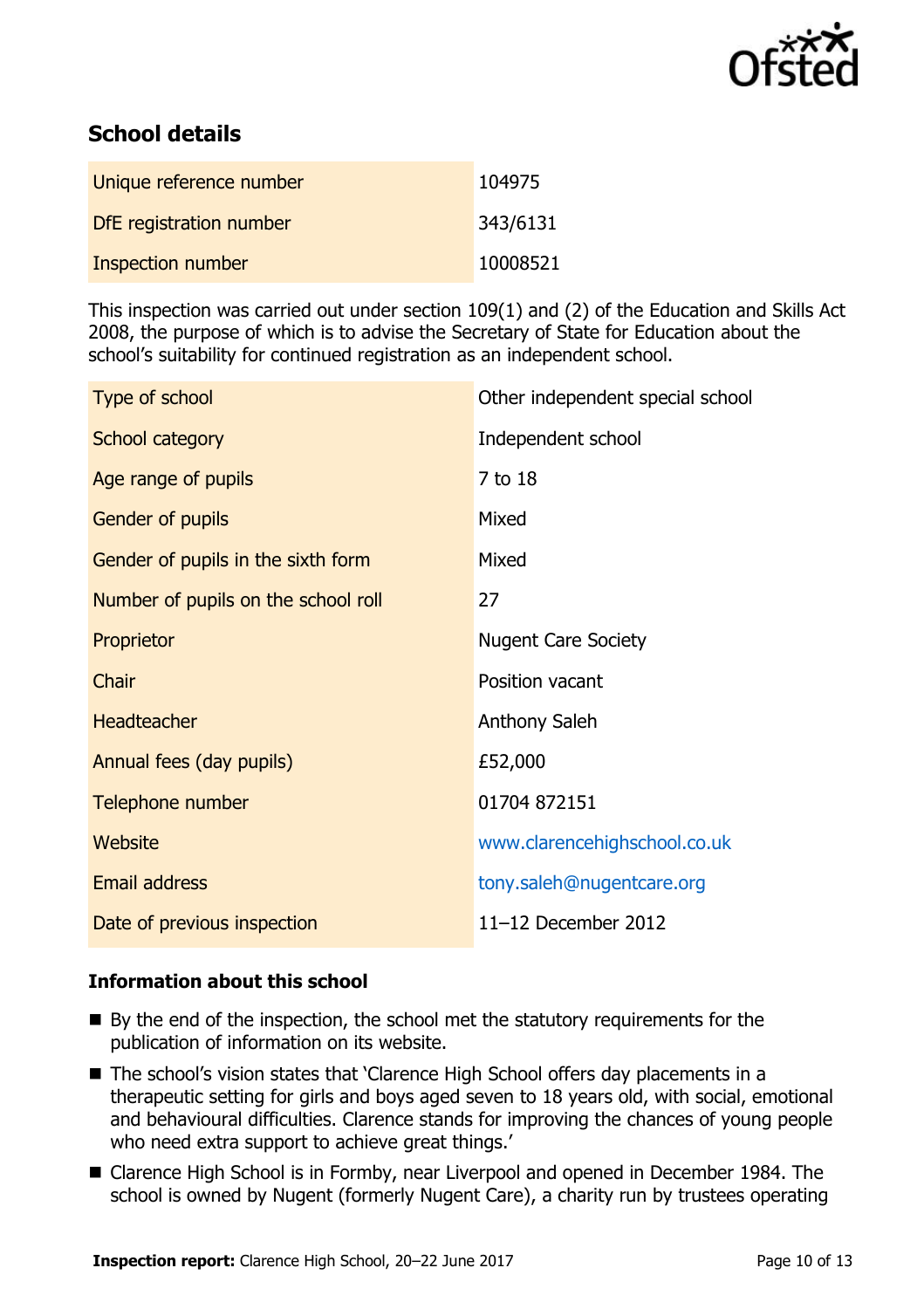## School details

| | |
|---|---|
| Unique reference number | 104975 |
| DfE registration number | 343/6131 |
| Inspection number | 10008521 |

This inspection was carried out under section 109(1) and (2) of the Education and Skills Act 2008, the purpose of which is to advise the Secretary of State for Education about the school's suitability for continued registration as an independent school.

| | |
|---|---|
| Type of school | Other independent special school |
| School category | Independent school |
| Age range of pupils | 7 to 18 |
| Gender of pupils | Mixed |
| Gender of pupils in the sixth form | Mixed |
| Number of pupils on the school roll | 27 |
| Proprietor | Nugent Care Society |
| Chair | Position vacant |
| Headteacher | Anthony Saleh |
| Annual fees (day pupils) | £52,000 |
| Telephone number | 01704 872151 |
| Website | www.clarencehighschool.co.uk |
| Email address | tony.saleh@nugentcare.org |
| Date of previous inspection | 11–12 December 2012 |

### Information about this school

- By the end of the inspection, the school met the statutory requirements for the publication of information on its website.
- The school's vision states that 'Clarence High School offers day placements in a therapeutic setting for girls and boys aged seven to 18 years old, with social, emotional and behavioural difficulties. Clarence stands for improving the chances of young people who need extra support to achieve great things.'
- Clarence High School is in Formby, near Liverpool and opened in December 1984. The school is owned by Nugent (formerly Nugent Care), a charity run by trustees operating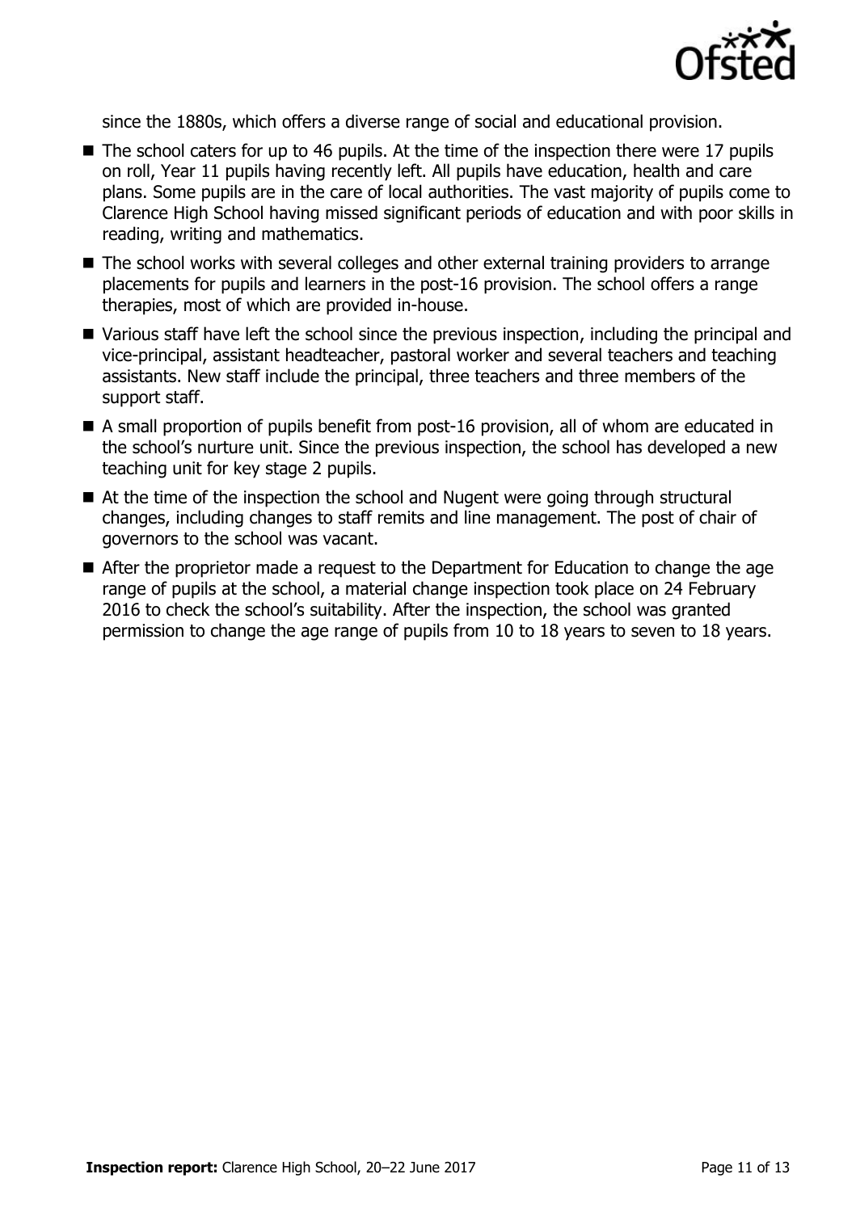since the 1880s, which offers a diverse range of social and educational provision.

- The school caters for up to 46 pupils. At the time of the inspection there were 17 pupils on roll, Year 11 pupils having recently left. All pupils have education, health and care plans. Some pupils are in the care of local authorities. The vast majority of pupils come to Clarence High School having missed significant periods of education and with poor skills in reading, writing and mathematics.
- The school works with several colleges and other external training providers to arrange placements for pupils and learners in the post-16 provision. The school offers a range therapies, most of which are provided in-house.
- Various staff have left the school since the previous inspection, including the principal and vice-principal, assistant headteacher, pastoral worker and several teachers and teaching assistants. New staff include the principal, three teachers and three members of the support staff.
- A small proportion of pupils benefit from post-16 provision, all of whom are educated in the school's nurture unit. Since the previous inspection, the school has developed a new teaching unit for key stage 2 pupils.
- At the time of the inspection the school and Nugent were going through structural changes, including changes to staff remits and line management. The post of chair of governors to the school was vacant.
- After the proprietor made a request to the Department for Education to change the age range of pupils at the school, a material change inspection took place on 24 February 2016 to check the school's suitability. After the inspection, the school was granted permission to change the age range of pupils from 10 to 18 years to seven to 18 years.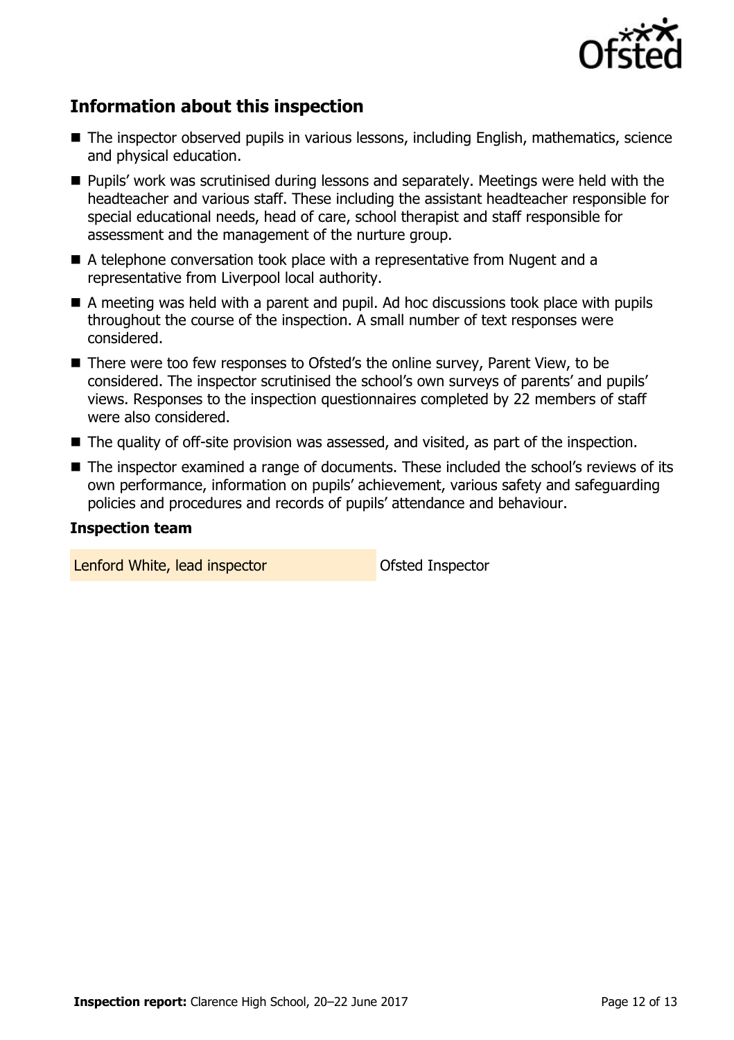## Information about this inspection

- The inspector observed pupils in various lessons, including English, mathematics, science and physical education.
- Pupils' work was scrutinised during lessons and separately. Meetings were held with the headteacher and various staff. These including the assistant headteacher responsible for special educational needs, head of care, school therapist and staff responsible for assessment and the management of the nurture group.
- A telephone conversation took place with a representative from Nugent and a representative from Liverpool local authority.
- A meeting was held with a parent and pupil. Ad hoc discussions took place with pupils throughout the course of the inspection. A small number of text responses were considered.
- There were too few responses to Ofsted's the online survey, Parent View, to be considered. The inspector scrutinised the school's own surveys of parents' and pupils' views. Responses to the inspection questionnaires completed by 22 members of staff were also considered.
- The quality of off-site provision was assessed, and visited, as part of the inspection.
- The inspector examined a range of documents. These included the school's reviews of its own performance, information on pupils' achievement, various safety and safeguarding policies and procedures and records of pupils' attendance and behaviour.

### Inspection team

| | |
|---|---|
| Lenford White, lead inspector | Ofsted Inspector |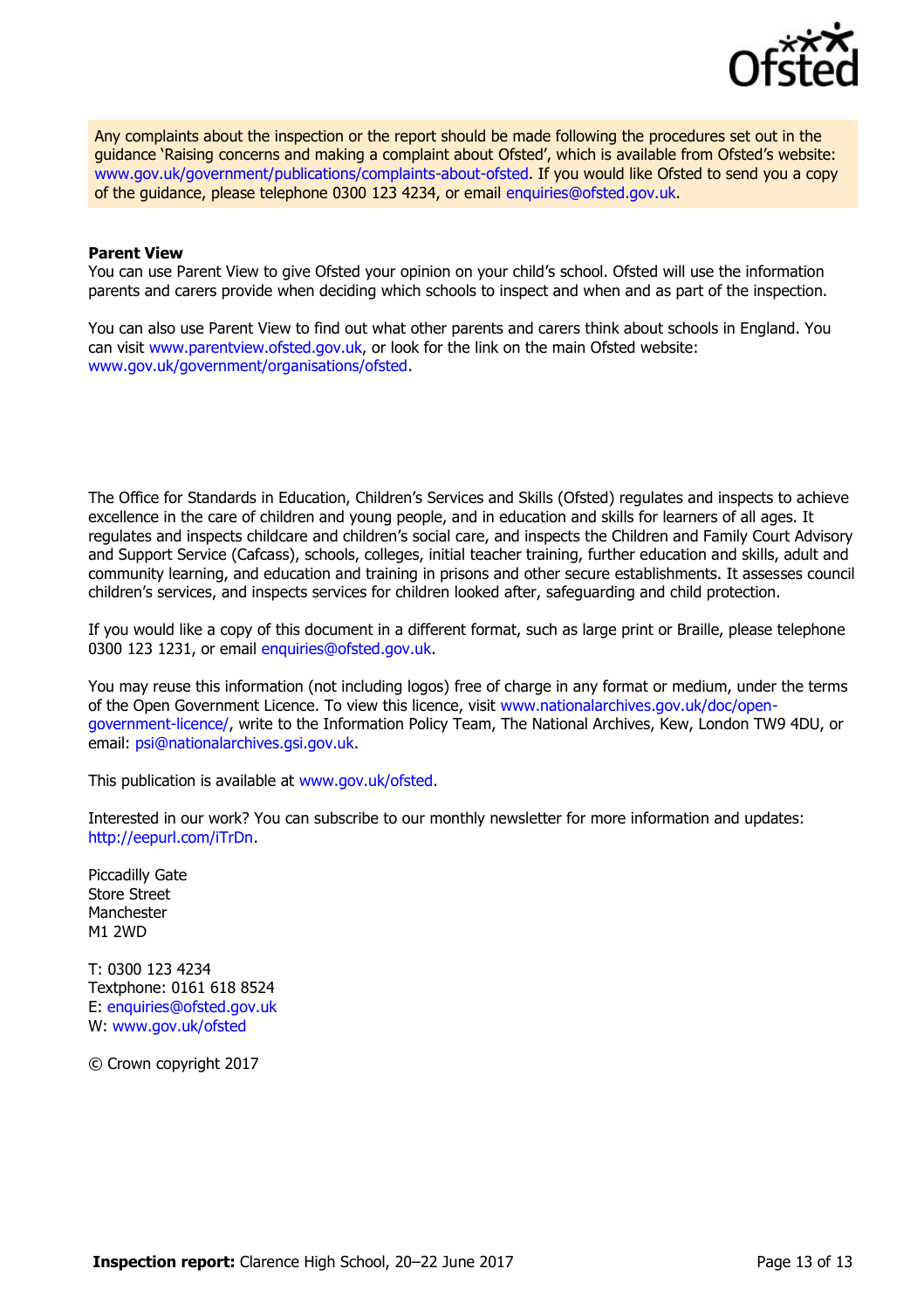Any complaints about the inspection or the report should be made following the procedures set out in the guidance 'Raising concerns and making a complaint about Ofsted', which is available from Ofsted's website: www.gov.uk/government/publications/complaints-about-ofsted. If you would like Ofsted to send you a copy of the guidance, please telephone 0300 123 4234, or email enquiries@ofsted.gov.uk.

**Parent View**

You can use Parent View to give Ofsted your opinion on your child's school. Ofsted will use the information parents and carers provide when deciding which schools to inspect and when and as part of the inspection.

You can also use Parent View to find out what other parents and carers think about schools in England. You can visit www.parentview.ofsted.gov.uk, or look for the link on the main Ofsted website: www.gov.uk/government/organisations/ofsted.

The Office for Standards in Education, Children's Services and Skills (Ofsted) regulates and inspects to achieve excellence in the care of children and young people, and in education and skills for learners of all ages. It regulates and inspects childcare and children's social care, and inspects the Children and Family Court Advisory and Support Service (Cafcass), schools, colleges, initial teacher training, further education and skills, adult and community learning, and education and training in prisons and other secure establishments. It assesses council children's services, and inspects services for children looked after, safeguarding and child protection.

If you would like a copy of this document in a different format, such as large print or Braille, please telephone 0300 123 1231, or email enquiries@ofsted.gov.uk.

You may reuse this information (not including logos) free of charge in any format or medium, under the terms of the Open Government Licence. To view this licence, visit www.nationalarchives.gov.uk/doc/open-government-licence/, write to the Information Policy Team, The National Archives, Kew, London TW9 4DU, or email: psi@nationalarchives.gsi.gov.uk.

This publication is available at www.gov.uk/ofsted.

Interested in our work? You can subscribe to our monthly newsletter for more information and updates: http://eepurl.com/iTrDn.

Piccadilly Gate
Store Street
Manchester
M1 2WD

T: 0300 123 4234
Textphone: 0161 618 8524
E: enquiries@ofsted.gov.uk
W: www.gov.uk/ofsted

© Crown copyright 2017